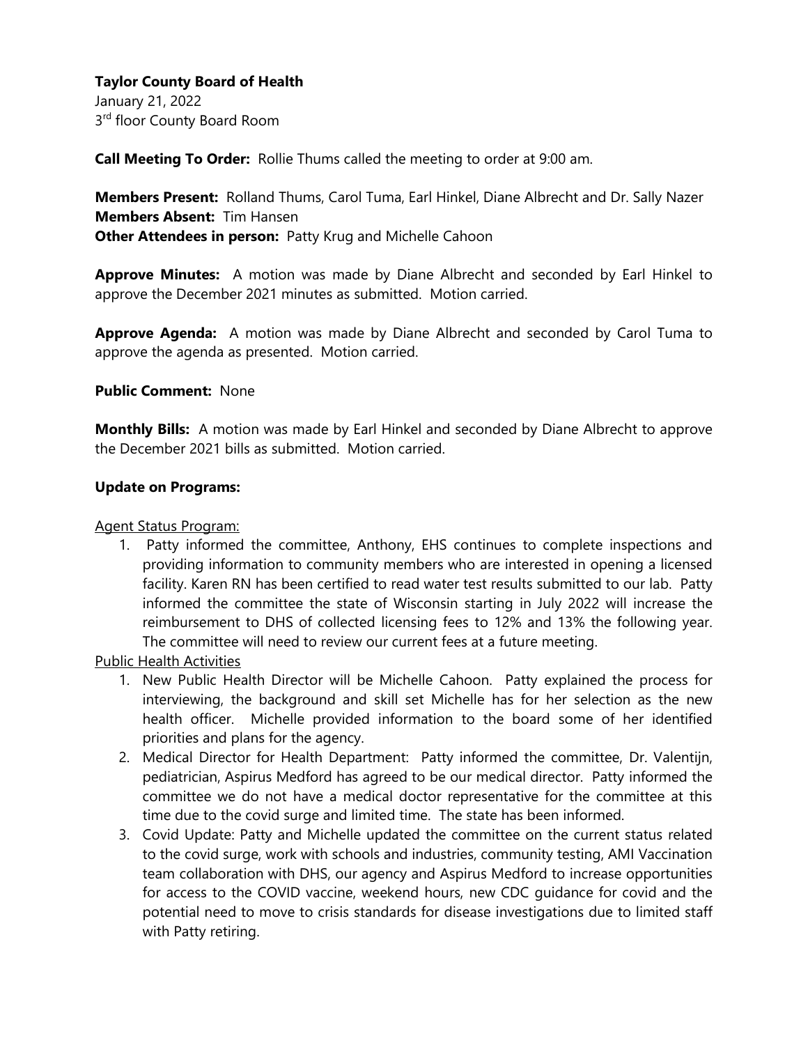**Taylor County Board of Health**
January 21, 2022
3rd floor County Board Room

**Call Meeting To Order:** Rollie Thums called the meeting to order at 9:00 am.

**Members Present:** Rolland Thums, Carol Tuma, Earl Hinkel, Diane Albrecht and Dr. Sally Nazer
**Members Absent:** Tim Hansen
**Other Attendees in person:** Patty Krug and Michelle Cahoon

**Approve Minutes:** A motion was made by Diane Albrecht and seconded by Earl Hinkel to approve the December 2021 minutes as submitted. Motion carried.

**Approve Agenda:** A motion was made by Diane Albrecht and seconded by Carol Tuma to approve the agenda as presented. Motion carried.

**Public Comment:** None

**Monthly Bills:** A motion was made by Earl Hinkel and seconded by Diane Albrecht to approve the December 2021 bills as submitted. Motion carried.

**Update on Programs:**

Agent Status Program:

1. Patty informed the committee, Anthony, EHS continues to complete inspections and providing information to community members who are interested in opening a licensed facility. Karen RN has been certified to read water test results submitted to our lab. Patty informed the committee the state of Wisconsin starting in July 2022 will increase the reimbursement to DHS of collected licensing fees to 12% and 13% the following year. The committee will need to review our current fees at a future meeting.

Public Health Activities

1. New Public Health Director will be Michelle Cahoon. Patty explained the process for interviewing, the background and skill set Michelle has for her selection as the new health officer. Michelle provided information to the board some of her identified priorities and plans for the agency.
2. Medical Director for Health Department: Patty informed the committee, Dr. Valentijn, pediatrician, Aspirus Medford has agreed to be our medical director. Patty informed the committee we do not have a medical doctor representative for the committee at this time due to the covid surge and limited time. The state has been informed.
3. Covid Update: Patty and Michelle updated the committee on the current status related to the covid surge, work with schools and industries, community testing, AMI Vaccination team collaboration with DHS, our agency and Aspirus Medford to increase opportunities for access to the COVID vaccine, weekend hours, new CDC guidance for covid and the potential need to move to crisis standards for disease investigations due to limited staff with Patty retiring.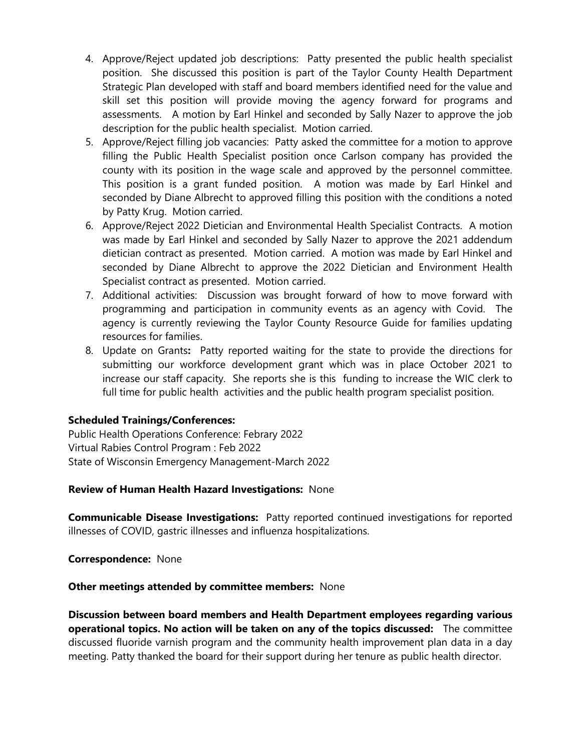4. Approve/Reject updated job descriptions: Patty presented the public health specialist position. She discussed this position is part of the Taylor County Health Department Strategic Plan developed with staff and board members identified need for the value and skill set this position will provide moving the agency forward for programs and assessments. A motion by Earl Hinkel and seconded by Sally Nazer to approve the job description for the public health specialist. Motion carried.
5. Approve/Reject filling job vacancies: Patty asked the committee for a motion to approve filling the Public Health Specialist position once Carlson company has provided the county with its position in the wage scale and approved by the personnel committee. This position is a grant funded position. A motion was made by Earl Hinkel and seconded by Diane Albrecht to approved filling this position with the conditions a noted by Patty Krug. Motion carried.
6. Approve/Reject 2022 Dietician and Environmental Health Specialist Contracts. A motion was made by Earl Hinkel and seconded by Sally Nazer to approve the 2021 addendum dietician contract as presented. Motion carried. A motion was made by Earl Hinkel and seconded by Diane Albrecht to approve the 2022 Dietician and Environment Health Specialist contract as presented. Motion carried.
7. Additional activities: Discussion was brought forward of how to move forward with programming and participation in community events as an agency with Covid. The agency is currently reviewing the Taylor County Resource Guide for families updating resources for families.
8. Update on Grants**:** Patty reported waiting for the state to provide the directions for submitting our workforce development grant which was in place October 2021 to increase our staff capacity. She reports she is this funding to increase the WIC clerk to full time for public health activities and the public health program specialist position.

**Scheduled Trainings/Conferences:**
Public Health Operations Conference: Febrary 2022
Virtual Rabies Control Program : Feb 2022
State of Wisconsin Emergency Management-March 2022

**Review of Human Health Hazard Investigations:** None

**Communicable Disease Investigations:** Patty reported continued investigations for reported illnesses of COVID, gastric illnesses and influenza hospitalizations.

**Correspondence:** None

**Other meetings attended by committee members:** None

**Discussion between board members and Health Department employees regarding various operational topics. No action will be taken on any of the topics discussed:** The committee discussed fluoride varnish program and the community health improvement plan data in a day meeting. Patty thanked the board for their support during her tenure as public health director.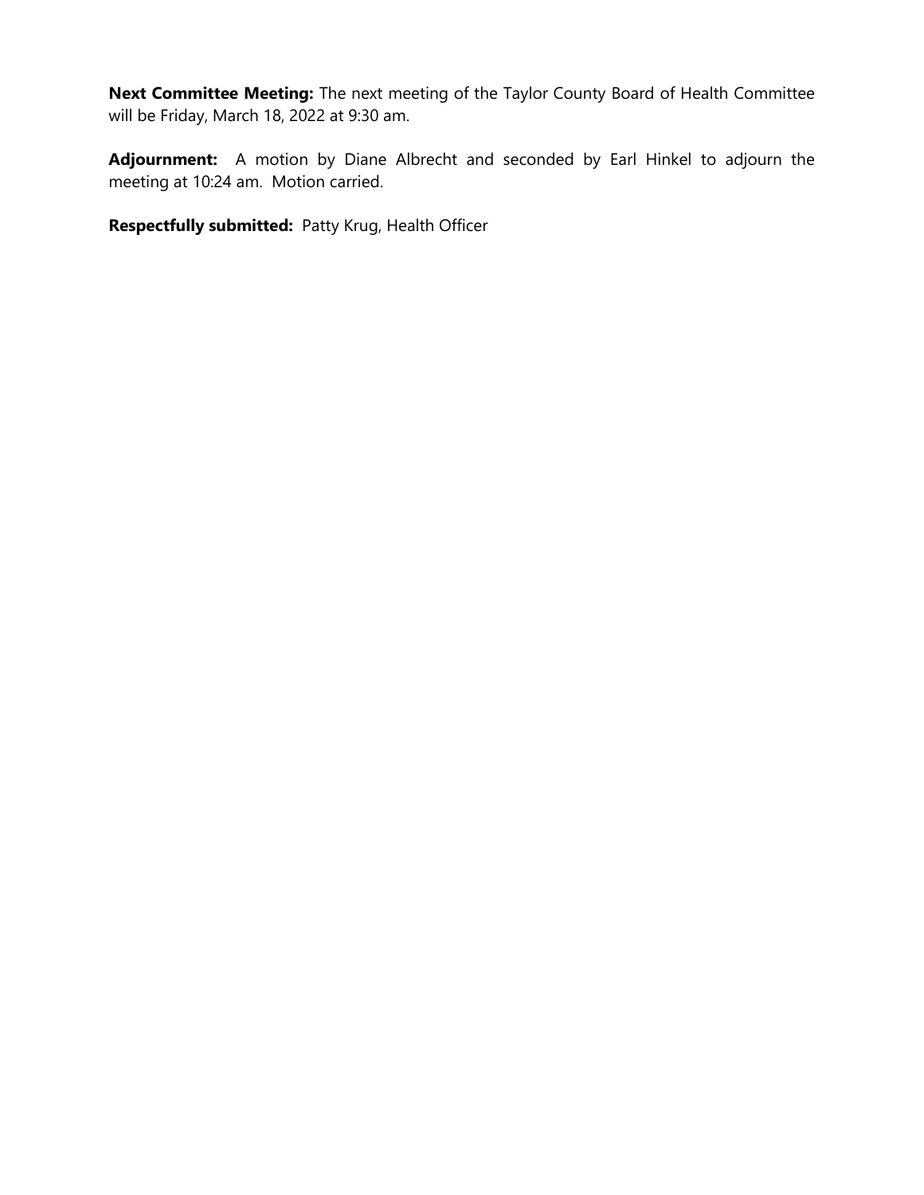**Next Committee Meeting:** The next meeting of the Taylor County Board of Health Committee will be Friday, March 18, 2022 at 9:30 am.

**Adjournment:** A motion by Diane Albrecht and seconded by Earl Hinkel to adjourn the meeting at 10:24 am. Motion carried.

**Respectfully submitted:** Patty Krug, Health Officer